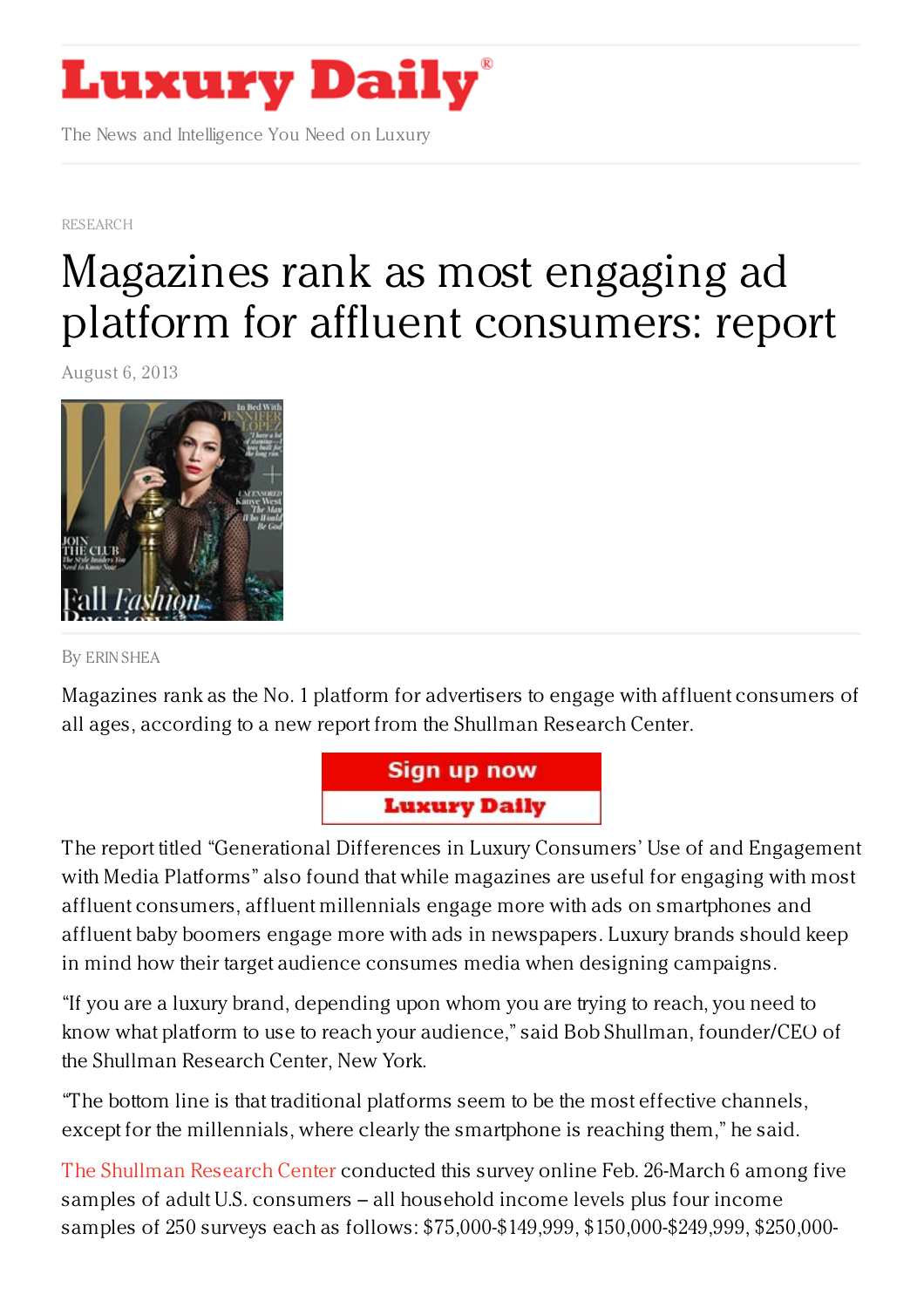# Luxury Daily

The News and Intelligence You Need on Luxury

RESEARCH

# Magazines rank as most engaging ad platform for affluent consumers: report

August 6, 2013

By ERIN SHEA

Magazines rank as the No. 1 platform for advertisers to engage with affluent consumers of all ages, according to a new report from the Shullman Research Center.

The report titled "Generational Differences in Luxury Consumers' Use of and Engagement with Media Platforms" also found that while magazines are useful for engaging with most affluent consumers, affluent millennials engage more with ads on smartphones and affluent baby boomers engage more with ads in newspapers. Luxury brands should keep in mind how their target audience consumes media when designing campaigns.

"If you are a luxury brand, depending upon whom you are trying to reach, you need to know what platform to use to reach your audience," said Bob Shullman, founder/CEO of the Shullman Research Center, New York.

"The bottom line is that traditional platforms seem to be the most effective channels, except for the millennials, where clearly the smartphone is reaching them," he said.

The Shullman Research Center conducted this survey online Feb. 26-March 6 among five samples of adult U.S. consumers – all household income levels plus four income samples of 250 surveys each as follows: $75,000-$149,999, $150,000-$249,999, $250,000-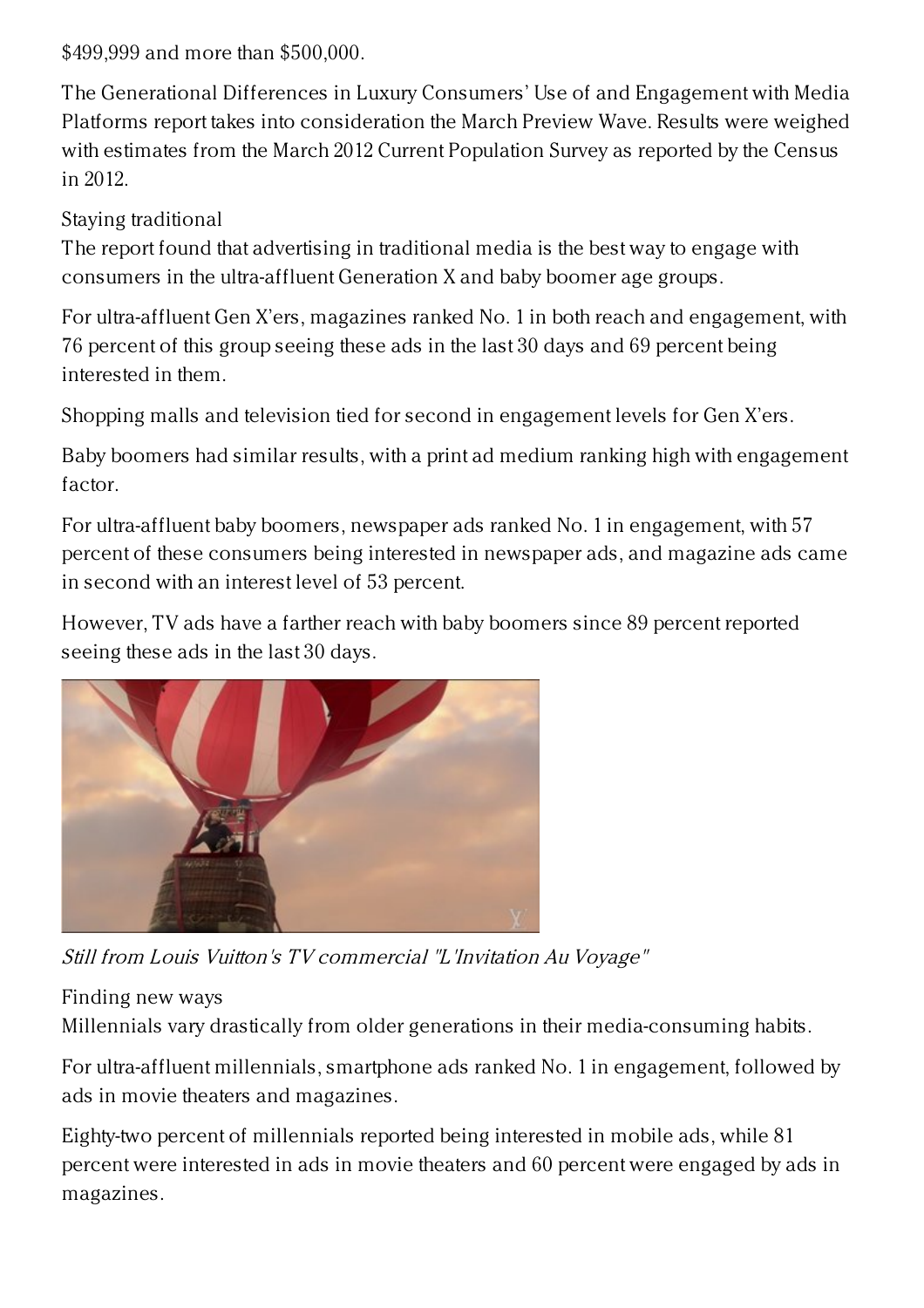$499,999 and more than $500,000.

The Generational Differences in Luxury Consumers' Use of and Engagement with Media Platforms report takes into consideration the March Preview Wave. Results were weighed with estimates from the March 2012 Current Population Survey as reported by the Census in 2012.

Staying traditional

The report found that advertising in traditional media is the best way to engage with consumers in the ultra-affluent Generation X and baby boomer age groups.

For ultra-affluent Gen X'ers, magazines ranked No. 1 in both reach and engagement, with 76 percent of this group seeing these ads in the last 30 days and 69 percent being interested in them.

Shopping malls and television tied for second in engagement levels for Gen X'ers.

Baby boomers had similar results, with a print ad medium ranking high with engagement factor.

For ultra-affluent baby boomers, newspaper ads ranked No. 1 in engagement, with 57 percent of these consumers being interested in newspaper ads, and magazine ads came in second with an interest level of 53 percent.

However, TV ads have a farther reach with baby boomers since 89 percent reported seeing these ads in the last 30 days.

*Still from Louis Vuitton's TV commercial "L'Invitation Au Voyage"*

Finding new ways

Millennials vary drastically from older generations in their media-consuming habits.

For ultra-affluent millennials, smartphone ads ranked No. 1 in engagement, followed by ads in movie theaters and magazines.

Eighty-two percent of millennials reported being interested in mobile ads, while 81 percent were interested in ads in movie theaters and 60 percent were engaged by ads in magazines.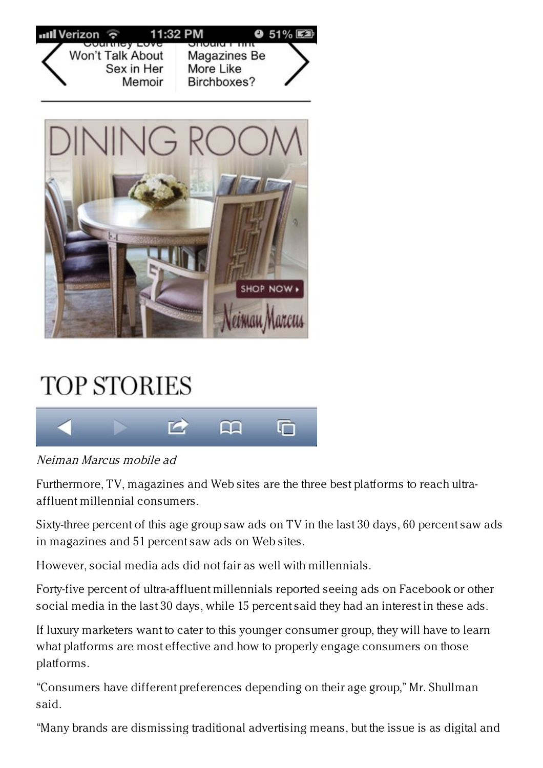*Neiman Marcus mobile ad*

Furthermore, TV, magazines and Web sites are the three best platforms to reach ultra-affluent millennial consumers.

Sixty-three percent of this age group saw ads on TV in the last 30 days, 60 percent saw ads in magazines and 51 percent saw ads on Web sites.

However, social media ads did not fair as well with millennials.

Forty-five percent of ultra-affluent millennials reported seeing ads on Facebook or other social media in the last 30 days, while 15 percent said they had an interest in these ads.

If luxury marketers want to cater to this younger consumer group, they will have to learn what platforms are most effective and how to properly engage consumers on those platforms.

"Consumers have different preferences depending on their age group," Mr. Shullman said.

"Many brands are dismissing traditional advertising means, but the issue is as digital and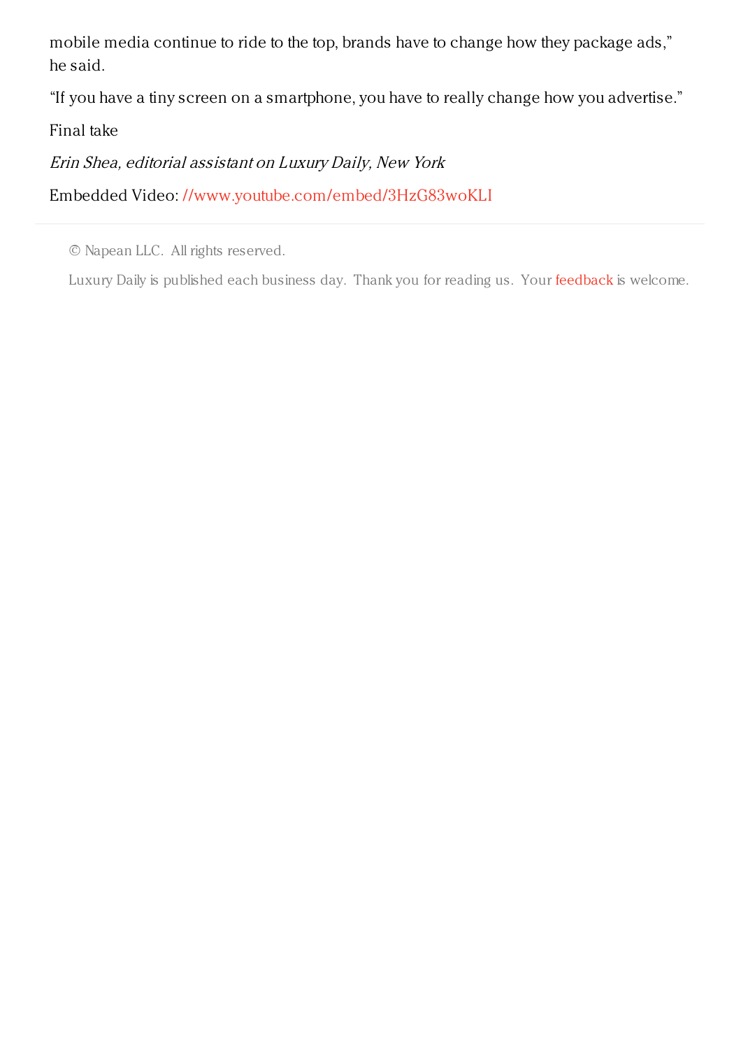mobile media continue to ride to the top, brands have to change how they package ads," he said.

"If you have a tiny screen on a smartphone, you have to really change how you advertise."

Final take

*Erin Shea, editorial assistant on Luxury Daily, New York*

Embedded Video: //www.youtube.com/embed/3HzG83woKLI

---

© Napean LLC. All rights reserved.

Luxury Daily is published each business day. Thank you for reading us. Your feedback is welcome.